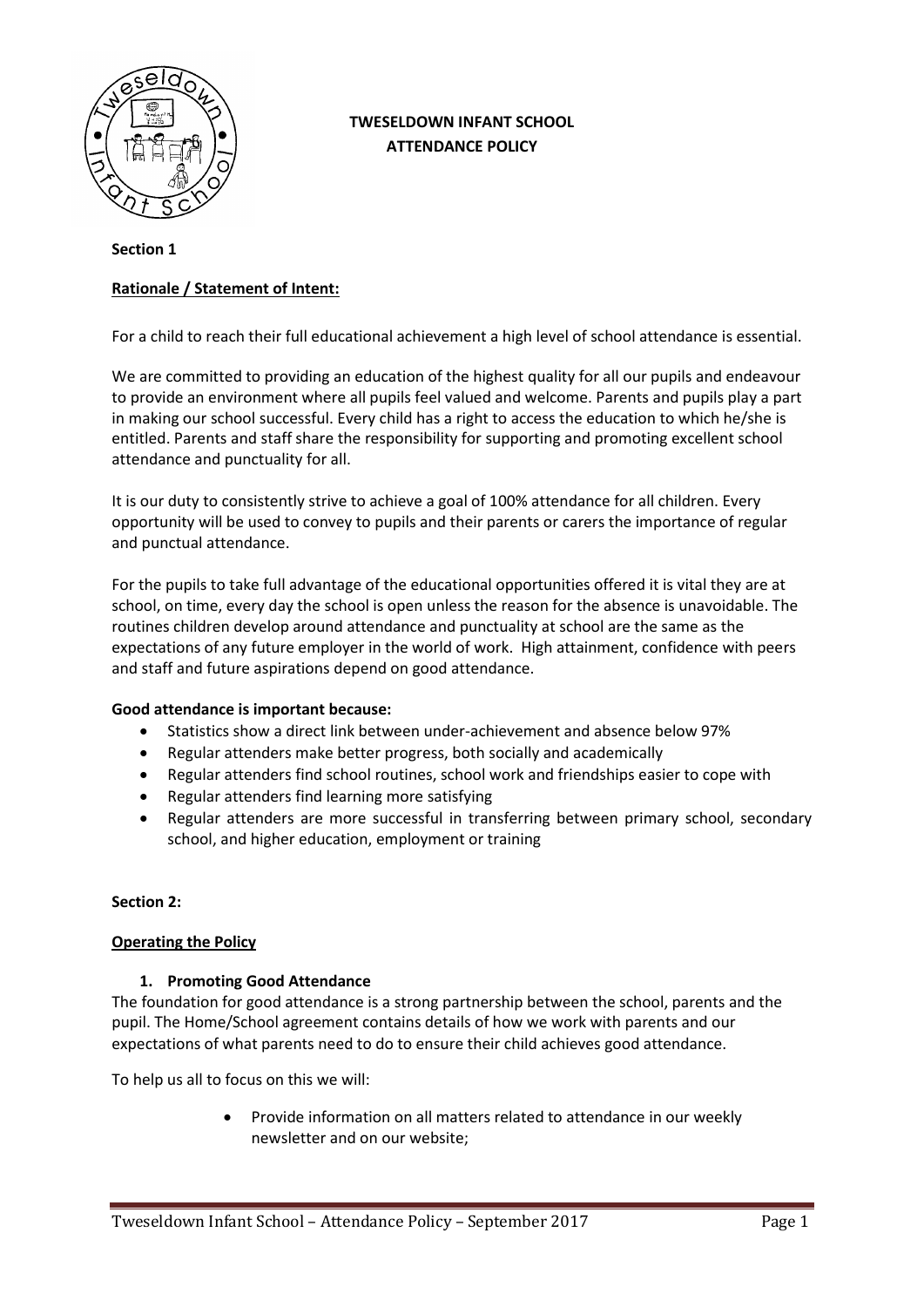# TWESELDOWN INFANT SCHOOL
# ATTENDANCE POLICY

**Section 1**

**Rationale / Statement of Intent:**

For a child to reach their full educational achievement a high level of school attendance is essential.

We are committed to providing an education of the highest quality for all our pupils and endeavour to provide an environment where all pupils feel valued and welcome. Parents and pupils play a part in making our school successful. Every child has a right to access the education to which he/she is entitled. Parents and staff share the responsibility for supporting and promoting excellent school attendance and punctuality for all.

It is our duty to consistently strive to achieve a goal of 100% attendance for all children. Every opportunity will be used to convey to pupils and their parents or carers the importance of regular and punctual attendance.

For the pupils to take full advantage of the educational opportunities offered it is vital they are at school, on time, every day the school is open unless the reason for the absence is unavoidable. The routines children develop around attendance and punctuality at school are the same as the expectations of any future employer in the world of work. High attainment, confidence with peers and staff and future aspirations depend on good attendance.

**Good attendance is important because:**

- Statistics show a direct link between under-achievement and absence below 97%
- Regular attenders make better progress, both socially and academically
- Regular attenders find school routines, school work and friendships easier to cope with
- Regular attenders find learning more satisfying
- Regular attenders are more successful in transferring between primary school, secondary school, and higher education, employment or training

**Section 2:**

**Operating the Policy**

**1. Promoting Good Attendance**

The foundation for good attendance is a strong partnership between the school, parents and the pupil. The Home/School agreement contains details of how we work with parents and our expectations of what parents need to do to ensure their child achieves good attendance.

To help us all to focus on this we will:

- Provide information on all matters related to attendance in our weekly newsletter and on our website;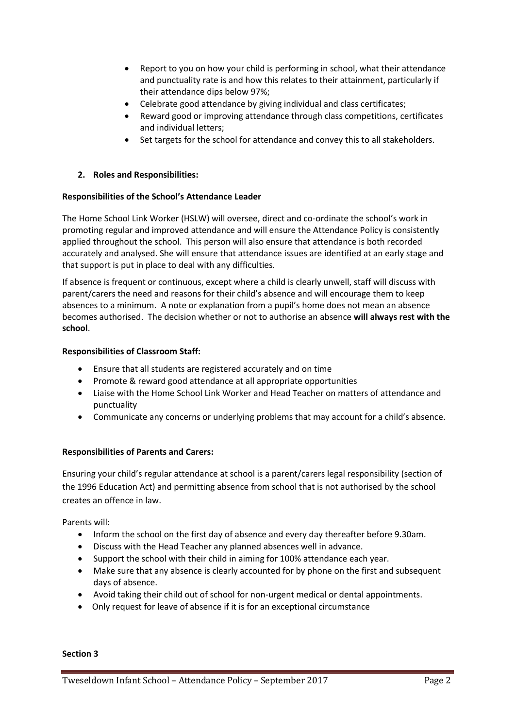- Report to you on how your child is performing in school, what their attendance and punctuality rate is and how this relates to their attainment, particularly if their attendance dips below 97%;
- Celebrate good attendance by giving individual and class certificates;
- Reward good or improving attendance through class competitions, certificates and individual letters;
- Set targets for the school for attendance and convey this to all stakeholders.

## 2. Roles and Responsibilities:

### Responsibilities of the School's Attendance Leader

The Home School Link Worker (HSLW) will oversee, direct and co-ordinate the school's work in promoting regular and improved attendance and will ensure the Attendance Policy is consistently applied throughout the school. This person will also ensure that attendance is both recorded accurately and analysed. She will ensure that attendance issues are identified at an early stage and that support is put in place to deal with any difficulties.

If absence is frequent or continuous, except where a child is clearly unwell, staff will discuss with parent/carers the need and reasons for their child's absence and will encourage them to keep absences to a minimum. A note or explanation from a pupil's home does not mean an absence becomes authorised. The decision whether or not to authorise an absence **will always rest with the school**.

### Responsibilities of Classroom Staff:

- Ensure that all students are registered accurately and on time
- Promote & reward good attendance at all appropriate opportunities
- Liaise with the Home School Link Worker and Head Teacher on matters of attendance and punctuality
- Communicate any concerns or underlying problems that may account for a child's absence.

### Responsibilities of Parents and Carers:

Ensuring your child's regular attendance at school is a parent/carers legal responsibility (section of the 1996 Education Act) and permitting absence from school that is not authorised by the school creates an offence in law.

Parents will:

- Inform the school on the first day of absence and every day thereafter before 9.30am.
- Discuss with the Head Teacher any planned absences well in advance.
- Support the school with their child in aiming for 100% attendance each year.
- Make sure that any absence is clearly accounted for by phone on the first and subsequent days of absence.
- Avoid taking their child out of school for non-urgent medical or dental appointments.
- Only request for leave of absence if it is for an exceptional circumstance

## Section 3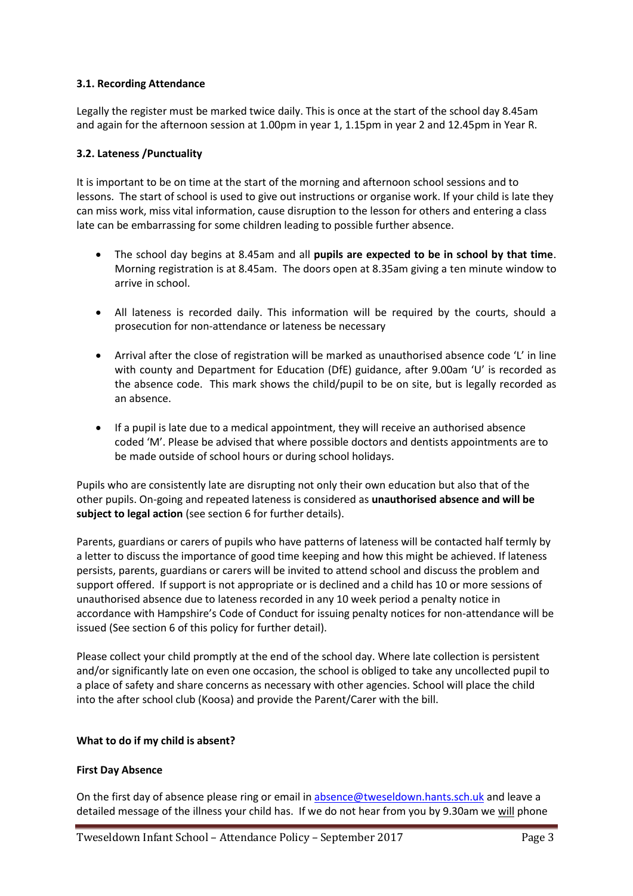### 3.1. Recording Attendance

Legally the register must be marked twice daily. This is once at the start of the school day 8.45am and again for the afternoon session at 1.00pm in year 1, 1.15pm in year 2 and 12.45pm in Year R.

### 3.2. Lateness /Punctuality

It is important to be on time at the start of the morning and afternoon school sessions and to lessons. The start of school is used to give out instructions or organise work. If your child is late they can miss work, miss vital information, cause disruption to the lesson for others and entering a class late can be embarrassing for some children leading to possible further absence.

- The school day begins at 8.45am and all **pupils are expected to be in school by that time**. Morning registration is at 8.45am. The doors open at 8.35am giving a ten minute window to arrive in school.
- All lateness is recorded daily. This information will be required by the courts, should a prosecution for non-attendance or lateness be necessary
- Arrival after the close of registration will be marked as unauthorised absence code 'L' in line with county and Department for Education (DfE) guidance, after 9.00am 'U' is recorded as the absence code. This mark shows the child/pupil to be on site, but is legally recorded as an absence.
- If a pupil is late due to a medical appointment, they will receive an authorised absence coded 'M'. Please be advised that where possible doctors and dentists appointments are to be made outside of school hours or during school holidays.

Pupils who are consistently late are disrupting not only their own education but also that of the other pupils. On-going and repeated lateness is considered as **unauthorised absence and will be subject to legal action** (see section 6 for further details).

Parents, guardians or carers of pupils who have patterns of lateness will be contacted half termly by a letter to discuss the importance of good time keeping and how this might be achieved. If lateness persists, parents, guardians or carers will be invited to attend school and discuss the problem and support offered. If support is not appropriate or is declined and a child has 10 or more sessions of unauthorised absence due to lateness recorded in any 10 week period a penalty notice in accordance with Hampshire's Code of Conduct for issuing penalty notices for non-attendance will be issued (See section 6 of this policy for further detail).

Please collect your child promptly at the end of the school day. Where late collection is persistent and/or significantly late on even one occasion, the school is obliged to take any uncollected pupil to a place of safety and share concerns as necessary with other agencies. School will place the child into the after school club (Koosa) and provide the Parent/Carer with the bill.

### What to do if my child is absent?

**First Day Absence**

On the first day of absence please ring or email in absence@tweseldown.hants.sch.uk and leave a detailed message of the illness your child has. If we do not hear from you by 9.30am we will phone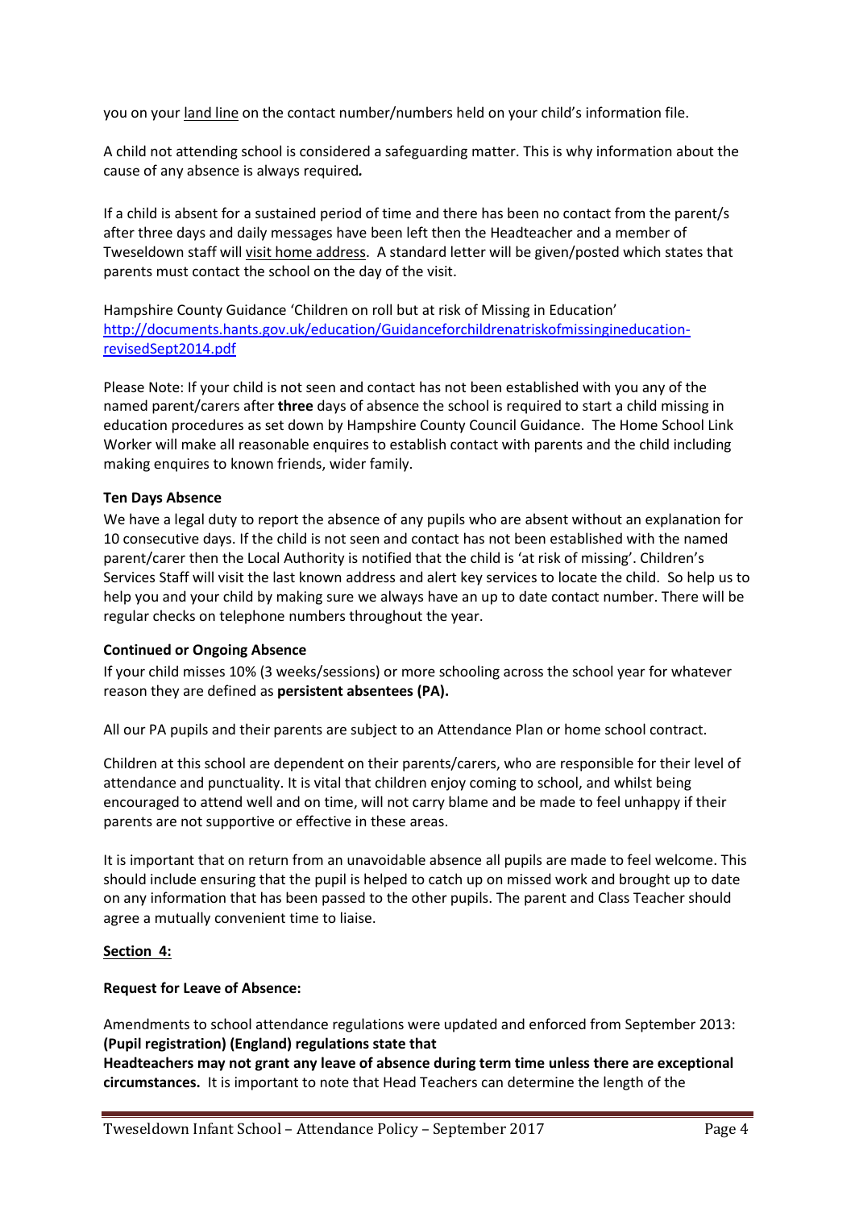you on your land line on the contact number/numbers held on your child's information file.

A child not attending school is considered a safeguarding matter. This is why information about the cause of any absence is always required*.*

If a child is absent for a sustained period of time and there has been no contact from the parent/s after three days and daily messages have been left then the Headteacher and a member of Tweseldown staff will visit home address. A standard letter will be given/posted which states that parents must contact the school on the day of the visit.

Hampshire County Guidance 'Children on roll but at risk of Missing in Education' [http://documents.hants.gov.uk/education/Guidanceforchildrenatriskofmissingineducation-revisedSept2014.pdf](http://documents.hants.gov.uk/education/Guidanceforchildrenatriskofmissingineducation-revisedSept2014.pdf)

Please Note: If your child is not seen and contact has not been established with you any of the named parent/carers after **three** days of absence the school is required to start a child missing in education procedures as set down by Hampshire County Council Guidance. The Home School Link Worker will make all reasonable enquires to establish contact with parents and the child including making enquires to known friends, wider family.

**Ten Days Absence**

We have a legal duty to report the absence of any pupils who are absent without an explanation for 10 consecutive days. If the child is not seen and contact has not been established with the named parent/carer then the Local Authority is notified that the child is 'at risk of missing'. Children's Services Staff will visit the last known address and alert key services to locate the child. So help us to help you and your child by making sure we always have an up to date contact number. There will be regular checks on telephone numbers throughout the year.

**Continued or Ongoing Absence**

If your child misses 10% (3 weeks/sessions) or more schooling across the school year for whatever reason they are defined as **persistent absentees (PA).**

All our PA pupils and their parents are subject to an Attendance Plan or home school contract.

Children at this school are dependent on their parents/carers, who are responsible for their level of attendance and punctuality. It is vital that children enjoy coming to school, and whilst being encouraged to attend well and on time, will not carry blame and be made to feel unhappy if their parents are not supportive or effective in these areas.

It is important that on return from an unavoidable absence all pupils are made to feel welcome. This should include ensuring that the pupil is helped to catch up on missed work and brought up to date on any information that has been passed to the other pupils. The parent and Class Teacher should agree a mutually convenient time to liaise.

## Section 4:

**Request for Leave of Absence:**

Amendments to school attendance regulations were updated and enforced from September 2013: **(Pupil registration) (England) regulations state that**

**Headteachers may not grant any leave of absence during term time unless there are exceptional circumstances.** It is important to note that Head Teachers can determine the length of the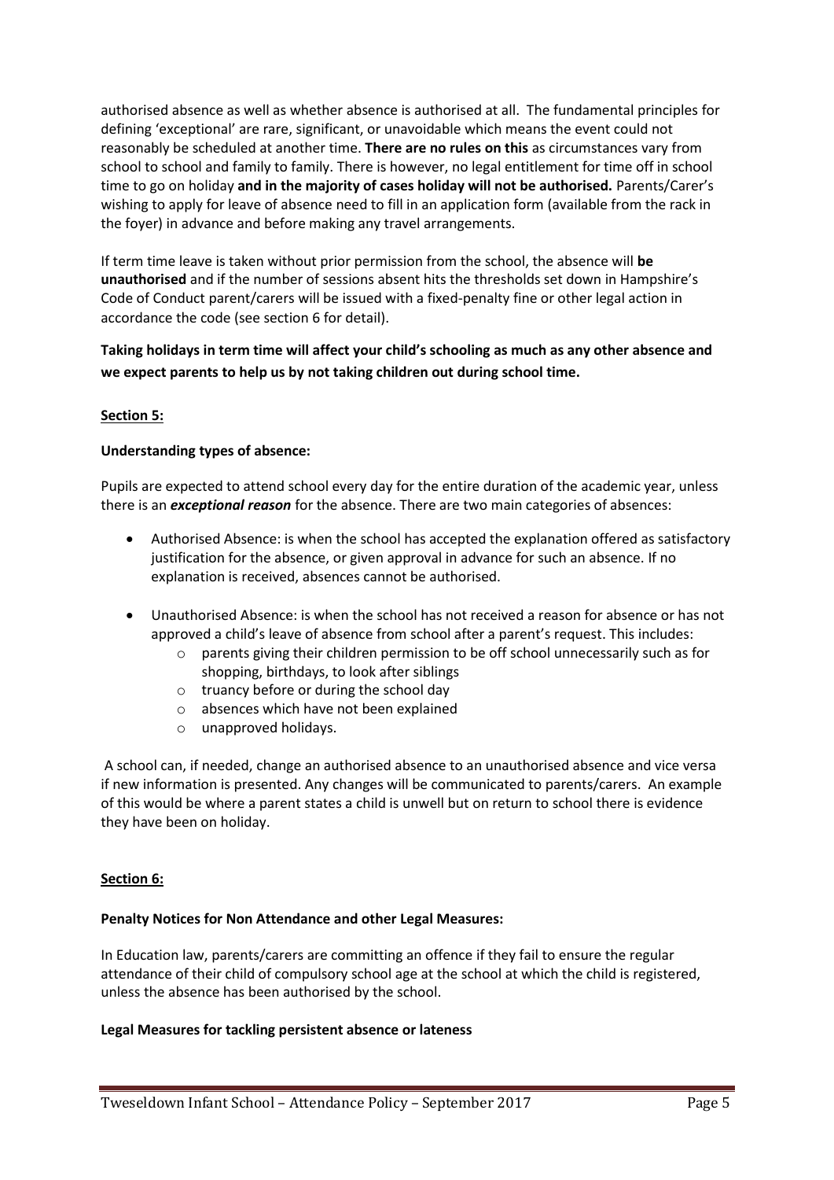authorised absence as well as whether absence is authorised at all. The fundamental principles for defining 'exceptional' are rare, significant, or unavoidable which means the event could not reasonably be scheduled at another time. **There are no rules on this** as circumstances vary from school to school and family to family. There is however, no legal entitlement for time off in school time to go on holiday **and in the majority of cases holiday will not be authorised.** Parents/Carer's wishing to apply for leave of absence need to fill in an application form (available from the rack in the foyer) in advance and before making any travel arrangements.

If term time leave is taken without prior permission from the school, the absence will **be unauthorised** and if the number of sessions absent hits the thresholds set down in Hampshire's Code of Conduct parent/carers will be issued with a fixed-penalty fine or other legal action in accordance the code (see section 6 for detail).

**Taking holidays in term time will affect your child's schooling as much as any other absence and we expect parents to help us by not taking children out during school time.**

## Section 5:

**Understanding types of absence:**

Pupils are expected to attend school every day for the entire duration of the academic year, unless there is an ***exceptional reason*** for the absence. There are two main categories of absences:

- Authorised Absence: is when the school has accepted the explanation offered as satisfactory justification for the absence, or given approval in advance for such an absence. If no explanation is received, absences cannot be authorised.
- Unauthorised Absence: is when the school has not received a reason for absence or has not approved a child's leave of absence from school after a parent's request. This includes:
  - parents giving their children permission to be off school unnecessarily such as for shopping, birthdays, to look after siblings
  - truancy before or during the school day
  - absences which have not been explained
  - unapproved holidays.

A school can, if needed, change an authorised absence to an unauthorised absence and vice versa if new information is presented. Any changes will be communicated to parents/carers. An example of this would be where a parent states a child is unwell but on return to school there is evidence they have been on holiday.

## Section 6:

**Penalty Notices for Non Attendance and other Legal Measures:**

In Education law, parents/carers are committing an offence if they fail to ensure the regular attendance of their child of compulsory school age at the school at which the child is registered, unless the absence has been authorised by the school.

**Legal Measures for tackling persistent absence or lateness**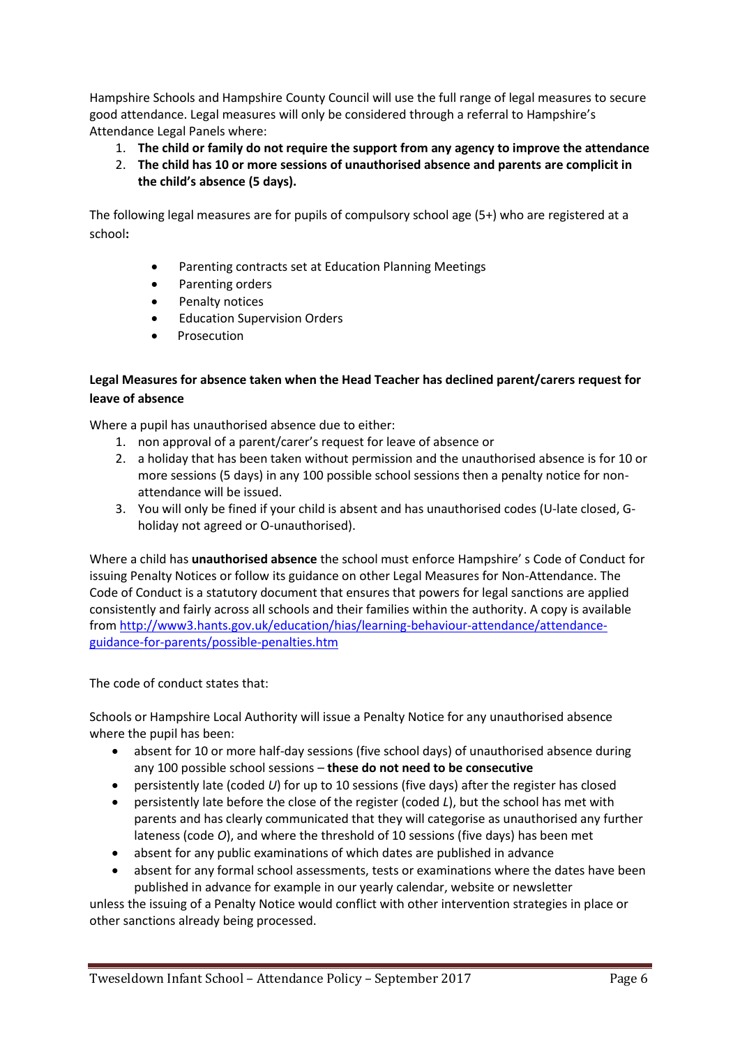Hampshire Schools and Hampshire County Council will use the full range of legal measures to secure good attendance. Legal measures will only be considered through a referral to Hampshire's Attendance Legal Panels where:

1. **The child or family do not require the support from any agency to improve the attendance**
2. **The child has 10 or more sessions of unauthorised absence and parents are complicit in the child's absence (5 days).**

The following legal measures are for pupils of compulsory school age (5+) who are registered at a school**:**

- Parenting contracts set at Education Planning Meetings
- Parenting orders
- Penalty notices
- Education Supervision Orders
- Prosecution

**Legal Measures for absence taken when the Head Teacher has declined parent/carers request for leave of absence**

Where a pupil has unauthorised absence due to either:

1. non approval of a parent/carer's request for leave of absence or
2. a holiday that has been taken without permission and the unauthorised absence is for 10 or more sessions (5 days) in any 100 possible school sessions then a penalty notice for non-attendance will be issued.
3. You will only be fined if your child is absent and has unauthorised codes (U-late closed, G-holiday not agreed or O-unauthorised).

Where a child has **unauthorised absence** the school must enforce Hampshire' s Code of Conduct for issuing Penalty Notices or follow its guidance on other Legal Measures for Non-Attendance. The Code of Conduct is a statutory document that ensures that powers for legal sanctions are applied consistently and fairly across all schools and their families within the authority. A copy is available from [http://www3.hants.gov.uk/education/hias/learning-behaviour-attendance/attendance-guidance-for-parents/possible-penalties.htm](http://www3.hants.gov.uk/education/hias/learning-behaviour-attendance/attendance-guidance-for-parents/possible-penalties.htm)

The code of conduct states that:

Schools or Hampshire Local Authority will issue a Penalty Notice for any unauthorised absence where the pupil has been:

- absent for 10 or more half-day sessions (five school days) of unauthorised absence during any 100 possible school sessions – **these do not need to be consecutive**
- persistently late (coded *U*) for up to 10 sessions (five days) after the register has closed
- persistently late before the close of the register (coded *L*), but the school has met with parents and has clearly communicated that they will categorise as unauthorised any further lateness (code *O*), and where the threshold of 10 sessions (five days) has been met
- absent for any public examinations of which dates are published in advance
- absent for any formal school assessments, tests or examinations where the dates have been published in advance for example in our yearly calendar, website or newsletter

unless the issuing of a Penalty Notice would conflict with other intervention strategies in place or other sanctions already being processed.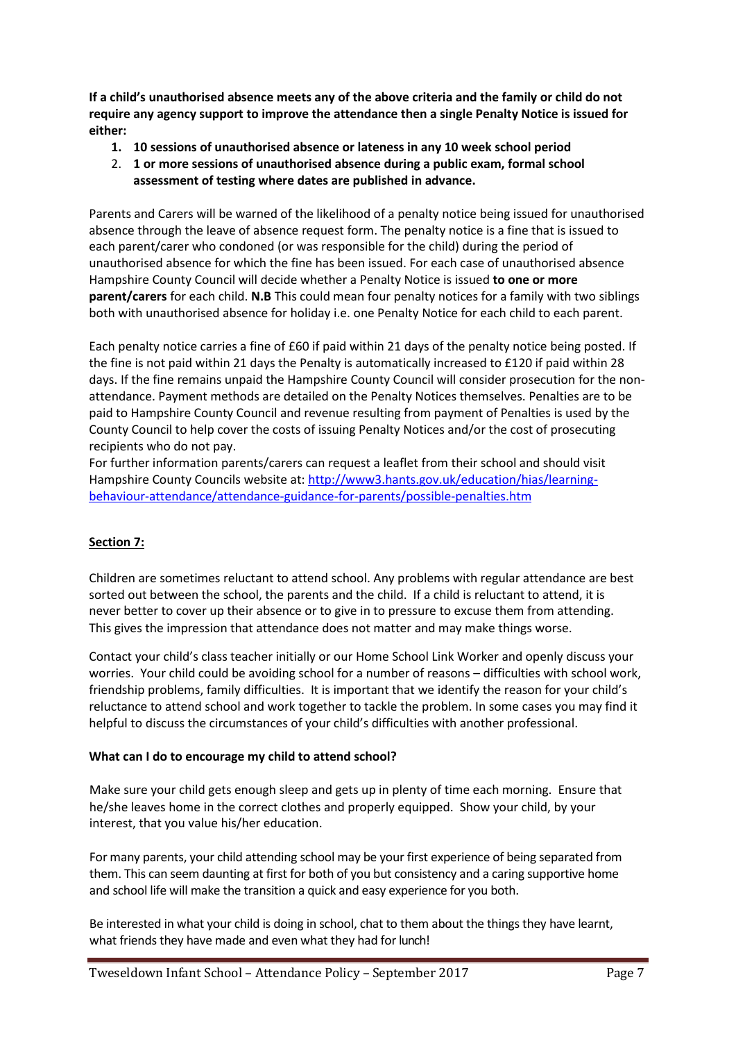**If a child's unauthorised absence meets any of the above criteria and the family or child do not require any agency support to improve the attendance then a single Penalty Notice is issued for either:**

1. **10 sessions of unauthorised absence or lateness in any 10 week school period**
2. **1 or more sessions of unauthorised absence during a public exam, formal school assessment of testing where dates are published in advance.**

Parents and Carers will be warned of the likelihood of a penalty notice being issued for unauthorised absence through the leave of absence request form. The penalty notice is a fine that is issued to each parent/carer who condoned (or was responsible for the child) during the period of unauthorised absence for which the fine has been issued. For each case of unauthorised absence Hampshire County Council will decide whether a Penalty Notice is issued **to one or more parent/carers** for each child. **N.B** This could mean four penalty notices for a family with two siblings both with unauthorised absence for holiday i.e. one Penalty Notice for each child to each parent.

Each penalty notice carries a fine of £60 if paid within 21 days of the penalty notice being posted. If the fine is not paid within 21 days the Penalty is automatically increased to £120 if paid within 28 days. If the fine remains unpaid the Hampshire County Council will consider prosecution for the non-attendance. Payment methods are detailed on the Penalty Notices themselves. Penalties are to be paid to Hampshire County Council and revenue resulting from payment of Penalties is used by the County Council to help cover the costs of issuing Penalty Notices and/or the cost of prosecuting recipients who do not pay.
For further information parents/carers can request a leaflet from their school and should visit Hampshire County Councils website at: http://www3.hants.gov.uk/education/hias/learning-behaviour-attendance/attendance-guidance-for-parents/possible-penalties.htm

## Section 7:

Children are sometimes reluctant to attend school. Any problems with regular attendance are best sorted out between the school, the parents and the child. If a child is reluctant to attend, it is never better to cover up their absence or to give in to pressure to excuse them from attending. This gives the impression that attendance does not matter and may make things worse.

Contact your child's class teacher initially or our Home School Link Worker and openly discuss your worries. Your child could be avoiding school for a number of reasons – difficulties with school work, friendship problems, family difficulties. It is important that we identify the reason for your child's reluctance to attend school and work together to tackle the problem. In some cases you may find it helpful to discuss the circumstances of your child's difficulties with another professional.

**What can I do to encourage my child to attend school?**

Make sure your child gets enough sleep and gets up in plenty of time each morning. Ensure that he/she leaves home in the correct clothes and properly equipped. Show your child, by your interest, that you value his/her education.

For many parents, your child attending school may be your first experience of being separated from them. This can seem daunting at first for both of you but consistency and a caring supportive home and school life will make the transition a quick and easy experience for you both.

Be interested in what your child is doing in school, chat to them about the things they have learnt, what friends they have made and even what they had for lunch!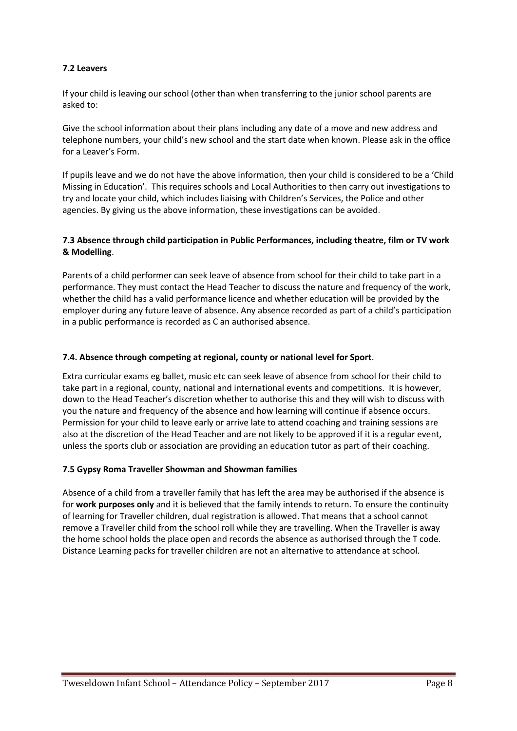### 7.2 Leavers

If your child is leaving our school (other than when transferring to the junior school parents are asked to:

Give the school information about their plans including any date of a move and new address and telephone numbers, your child's new school and the start date when known. Please ask in the office for a Leaver's Form.

If pupils leave and we do not have the above information, then your child is considered to be a 'Child Missing in Education'. This requires schools and Local Authorities to then carry out investigations to try and locate your child, which includes liaising with Children's Services, the Police and other agencies. By giving us the above information, these investigations can be avoided.

### 7.3 Absence through child participation in Public Performances, including theatre, film or TV work & Modelling.

Parents of a child performer can seek leave of absence from school for their child to take part in a performance. They must contact the Head Teacher to discuss the nature and frequency of the work, whether the child has a valid performance licence and whether education will be provided by the employer during any future leave of absence. Any absence recorded as part of a child's participation in a public performance is recorded as C an authorised absence.

### 7.4. Absence through competing at regional, county or national level for Sport.

Extra curricular exams eg ballet, music etc can seek leave of absence from school for their child to take part in a regional, county, national and international events and competitions. It is however, down to the Head Teacher's discretion whether to authorise this and they will wish to discuss with you the nature and frequency of the absence and how learning will continue if absence occurs. Permission for your child to leave early or arrive late to attend coaching and training sessions are also at the discretion of the Head Teacher and are not likely to be approved if it is a regular event, unless the sports club or association are providing an education tutor as part of their coaching.

### 7.5 Gypsy Roma Traveller Showman and Showman families

Absence of a child from a traveller family that has left the area may be authorised if the absence is for **work purposes only** and it is believed that the family intends to return. To ensure the continuity of learning for Traveller children, dual registration is allowed. That means that a school cannot remove a Traveller child from the school roll while they are travelling. When the Traveller is away the home school holds the place open and records the absence as authorised through the T code. Distance Learning packs for traveller children are not an alternative to attendance at school.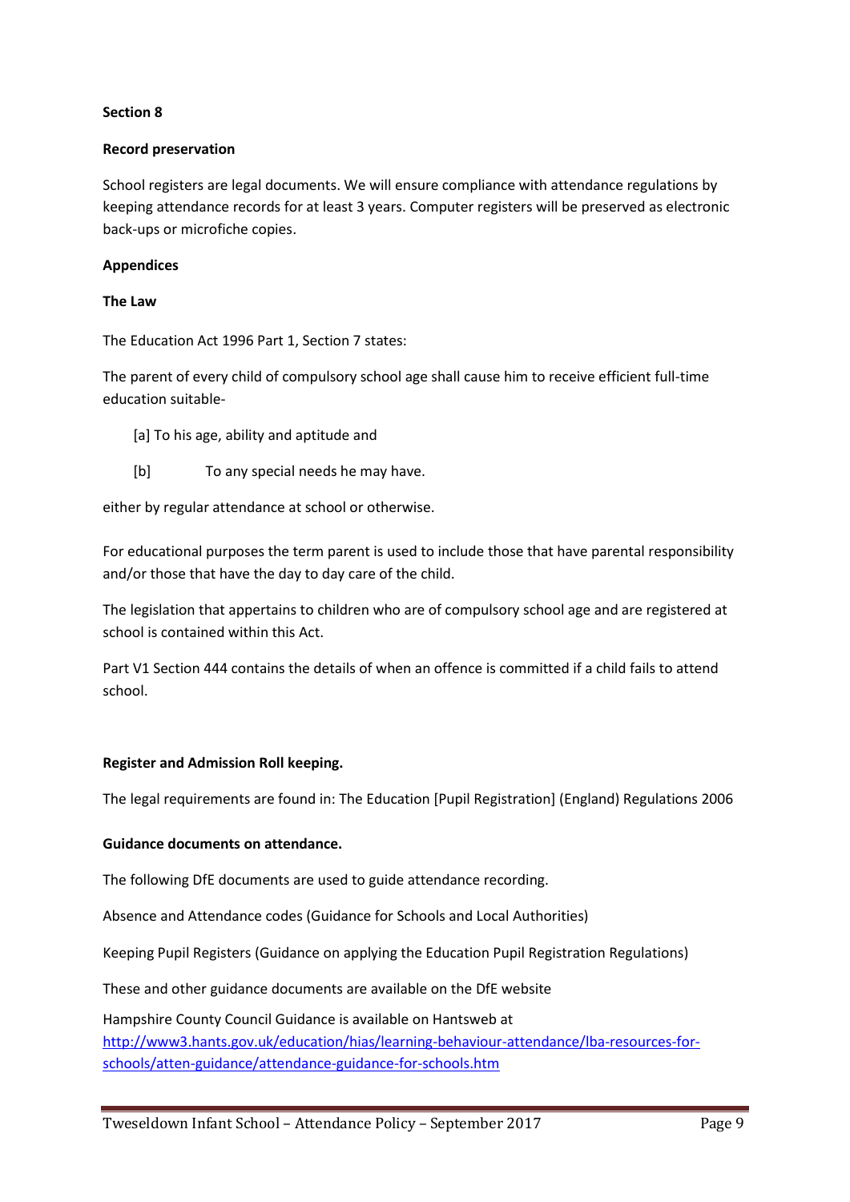**Section 8**

**Record preservation**

School registers are legal documents. We will ensure compliance with attendance regulations by keeping attendance records for at least 3 years. Computer registers will be preserved as electronic back-ups or microfiche copies.

**Appendices**

**The Law**

The Education Act 1996 Part 1, Section 7 states:

The parent of every child of compulsory school age shall cause him to receive efficient full-time education suitable-

[a] To his age, ability and aptitude and

[b] To any special needs he may have.

either by regular attendance at school or otherwise.

For educational purposes the term parent is used to include those that have parental responsibility and/or those that have the day to day care of the child.

The legislation that appertains to children who are of compulsory school age and are registered at school is contained within this Act.

Part V1 Section 444 contains the details of when an offence is committed if a child fails to attend school.

**Register and Admission Roll keeping.**

The legal requirements are found in: The Education [Pupil Registration] (England) Regulations 2006

**Guidance documents on attendance.**

The following DfE documents are used to guide attendance recording.

Absence and Attendance codes (Guidance for Schools and Local Authorities)

Keeping Pupil Registers (Guidance on applying the Education Pupil Registration Regulations)

These and other guidance documents are available on the DfE website

Hampshire County Council Guidance is available on Hantsweb at
[http://www3.hants.gov.uk/education/hias/learning-behaviour-attendance/lba-resources-for-schools/atten-guidance/attendance-guidance-for-schools.htm](http://www3.hants.gov.uk/education/hias/learning-behaviour-attendance/lba-resources-for-schools/atten-guidance/attendance-guidance-for-schools.htm)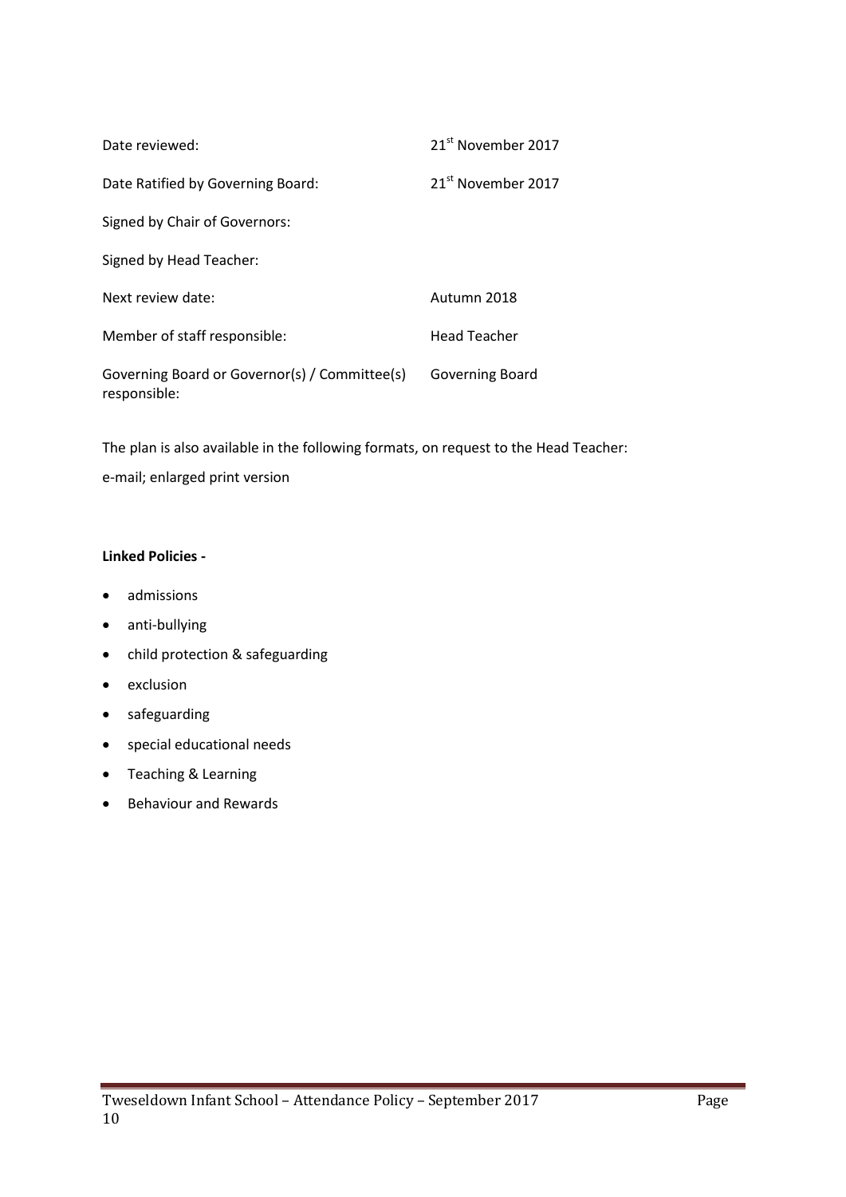| | |
|---|---|
| Date reviewed: | 21st November 2017 |
| Date Ratified by Governing Board: | 21st November 2017 |
| Signed by Chair of Governors: | |
| Signed by Head Teacher: | |
| Next review date: | Autumn 2018 |
| Member of staff responsible: | Head Teacher |
| Governing Board or Governor(s) / Committee(s) responsible: | Governing Board |

The plan is also available in the following formats, on request to the Head Teacher:

e-mail; enlarged print version

**Linked Policies -**

- admissions
- anti-bullying
- child protection & safeguarding
- exclusion
- safeguarding
- special educational needs
- Teaching & Learning
- Behaviour and Rewards